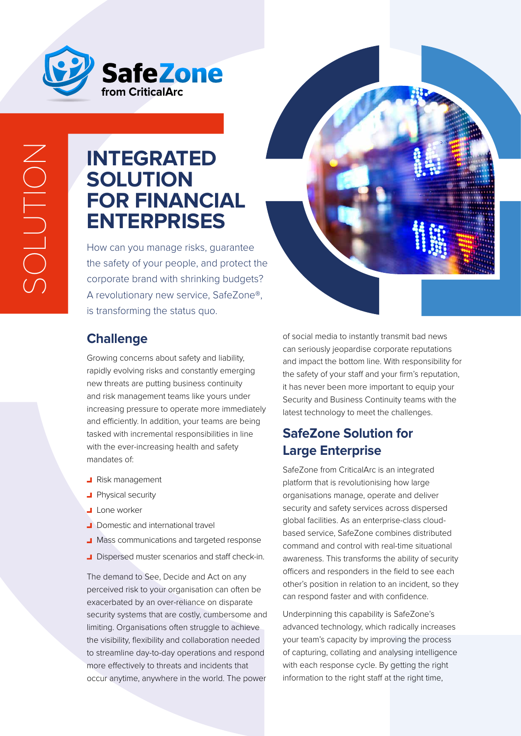SafeZone from CriticalArc

SOLUTION

# INTEGRATED SOLUTION FOR FINANCIAL ENTERPRISES

How can you manage risks, guarantee the safety of your people, and protect the corporate brand with shrinking budgets? A revolutionary new service, SafeZone®, is transforming the status quo.

## Challenge

Growing concerns about safety and liability, rapidly evolving risks and constantly emerging new threats are putting business continuity and risk management teams like yours under increasing pressure to operate more immediately and efficiently. In addition, your teams are being tasked with incremental responsibilities in line with the ever-increasing health and safety mandates of:

- Risk management
- Physical security
- Lone worker
- Domestic and international travel
- Mass communications and targeted response
- Dispersed muster scenarios and staff check-in.

The demand to See, Decide and Act on any perceived risk to your organisation can often be exacerbated by an over-reliance on disparate security systems that are costly, cumbersome and limiting. Organisations often struggle to achieve the visibility, flexibility and collaboration needed to streamline day-to-day operations and respond more effectively to threats and incidents that occur anytime, anywhere in the world. The power of social media to instantly transmit bad news can seriously jeopardise corporate reputations and impact the bottom line. With responsibility for the safety of your staff and your firm's reputation, it has never been more important to equip your Security and Business Continuity teams with the latest technology to meet the challenges.

## SafeZone Solution for Large Enterprise

SafeZone from CriticalArc is an integrated platform that is revolutionising how large organisations manage, operate and deliver security and safety services across dispersed global facilities. As an enterprise-class cloud-based service, SafeZone combines distributed command and control with real-time situational awareness. This transforms the ability of security officers and responders in the field to see each other's position in relation to an incident, so they can respond faster and with confidence.

Underpinning this capability is SafeZone's advanced technology, which radically increases your team's capacity by improving the process of capturing, collating and analysing intelligence with each response cycle. By getting the right information to the right staff at the right time,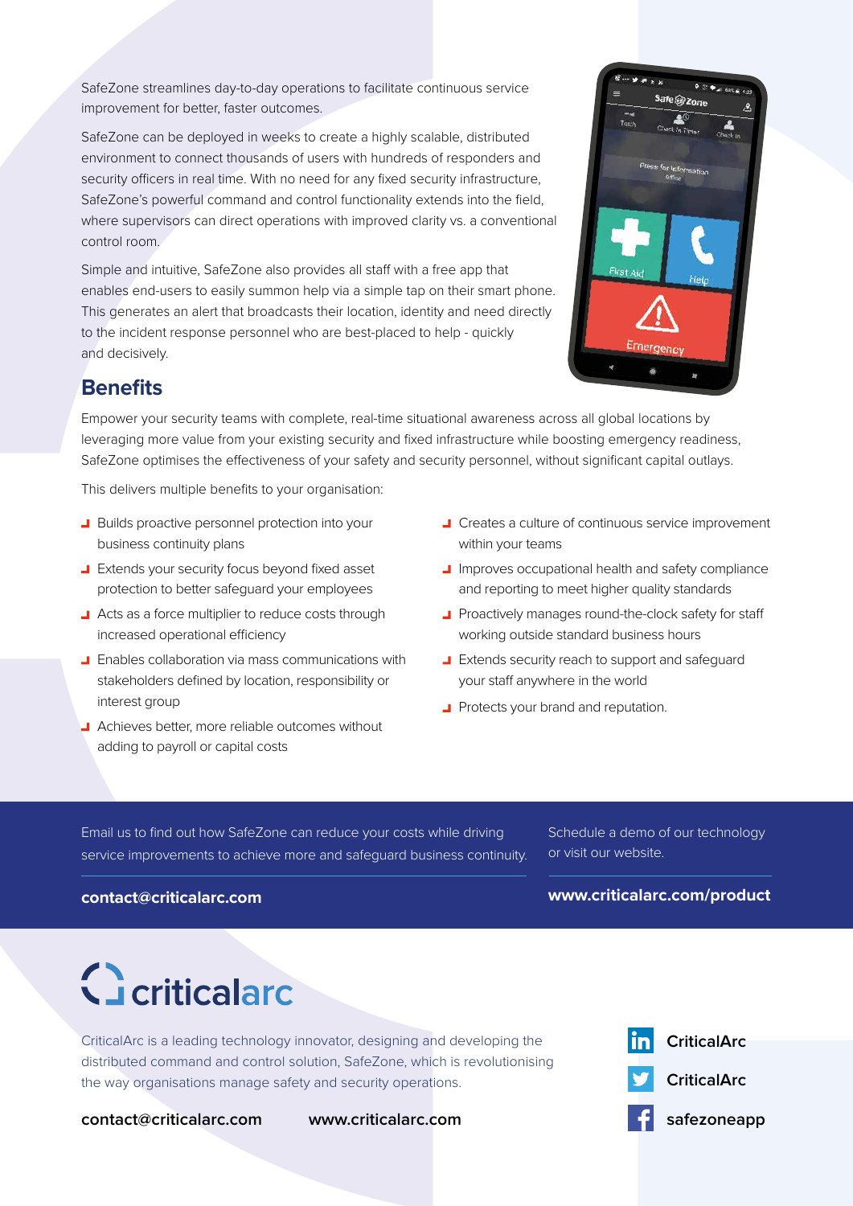SafeZone streamlines day-to-day operations to facilitate continuous service improvement for better, faster outcomes.

SafeZone can be deployed in weeks to create a highly scalable, distributed environment to connect thousands of users with hundreds of responders and security officers in real time. With no need for any fixed security infrastructure, SafeZone's powerful command and control functionality extends into the field, where supervisors can direct operations with improved clarity vs. a conventional control room.

Simple and intuitive, SafeZone also provides all staff with a free app that enables end-users to easily summon help via a simple tap on their smart phone. This generates an alert that broadcasts their location, identity and need directly to the incident response personnel who are best-placed to help - quickly and decisively.

## Benefits

Empower your security teams with complete, real-time situational awareness across all global locations by leveraging more value from your existing security and fixed infrastructure while boosting emergency readiness, SafeZone optimises the effectiveness of your safety and security personnel, without significant capital outlays.

This delivers multiple benefits to your organisation:

- Builds proactive personnel protection into your business continuity plans
- Extends your security focus beyond fixed asset protection to better safeguard your employees
- Acts as a force multiplier to reduce costs through increased operational efficiency
- Enables collaboration via mass communications with stakeholders defined by location, responsibility or interest group
- Achieves better, more reliable outcomes without adding to payroll or capital costs
- Creates a culture of continuous service improvement within your teams
- Improves occupational health and safety compliance and reporting to meet higher quality standards
- Proactively manages round-the-clock safety for staff working outside standard business hours
- Extends security reach to support and safeguard your staff anywhere in the world
- Protects your brand and reputation.

Email us to find out how SafeZone can reduce your costs while driving service improvements to achieve more and safeguard business continuity.

**contact@criticalarc.com**

Schedule a demo of our technology or visit our website.

**www.criticalarc.com/product**

# criticalarc

CriticalArc is a leading technology innovator, designing and developing the distributed command and control solution, SafeZone, which is revolutionising the way organisations manage safety and security operations.

**contact@criticalarc.com** **www.criticalarc.com**

**CriticalArc**

**CriticalArc**

**safezoneapp**